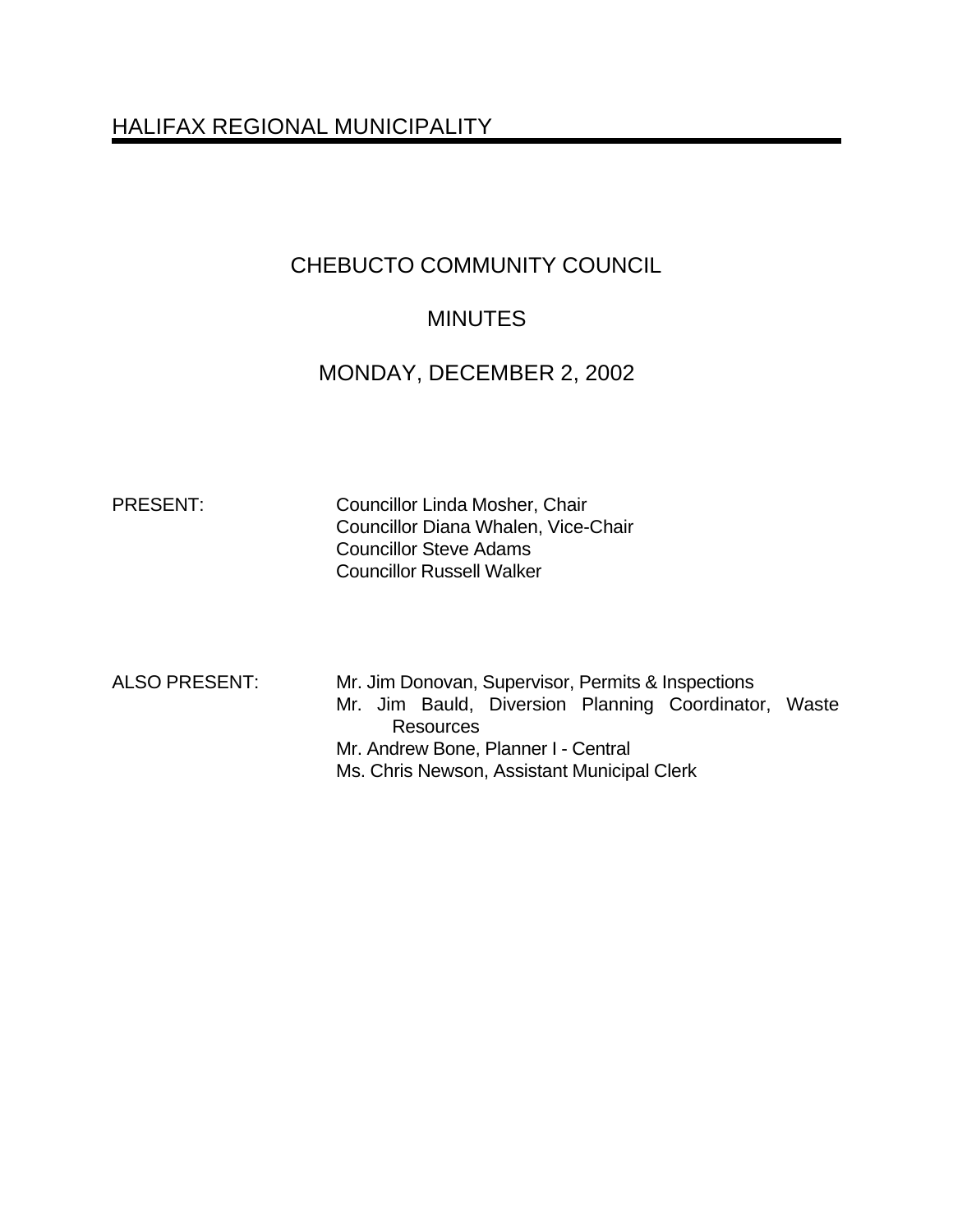HALIFAX REGIONAL MUNICIPALITY

# CHEBUCTO COMMUNITY COUNCIL

## MINUTES

## MONDAY, DECEMBER 2, 2002

PRESENT:

Councillor Linda Mosher, Chair
Councillor Diana Whalen, Vice-Chair
Councillor Steve Adams
Councillor Russell Walker

ALSO PRESENT:

Mr. Jim Donovan, Supervisor, Permits & Inspections
Mr. Jim Bauld, Diversion Planning Coordinator, Waste Resources
Mr. Andrew Bone, Planner I - Central
Ms. Chris Newson, Assistant Municipal Clerk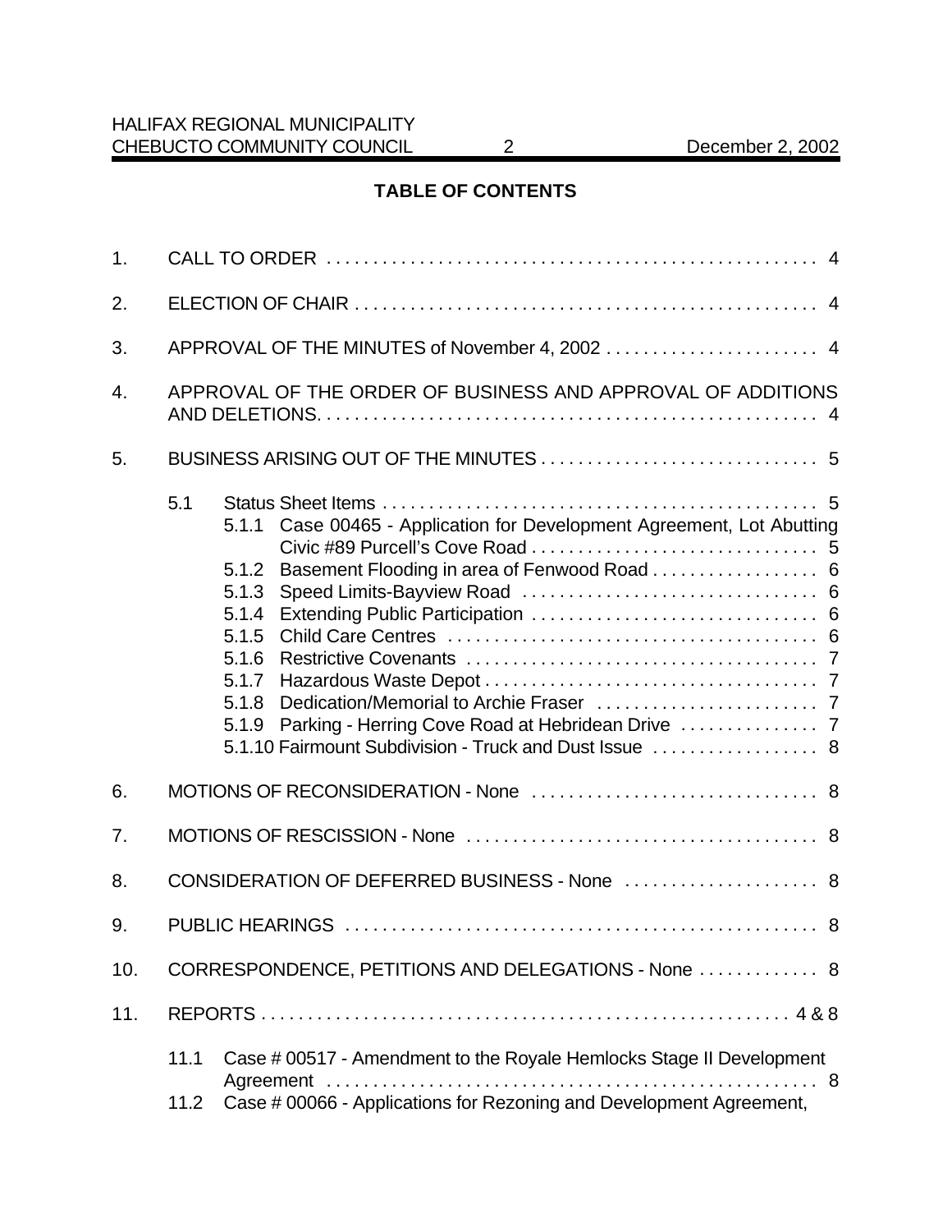## TABLE OF CONTENTS

1. CALL TO ORDER . . . . . . . . . . . . . . . . . . . . . . . . . . . . . . . . . . . . . . . . . . . . . . . . . . . . 4

2. ELECTION OF CHAIR . . . . . . . . . . . . . . . . . . . . . . . . . . . . . . . . . . . . . . . . . . . . . . . . . . 4

3. APPROVAL OF THE MINUTES of November 4, 2002 . . . . . . . . . . . . . . . . . . . . . . . 4

4. APPROVAL OF THE ORDER OF BUSINESS AND APPROVAL OF ADDITIONS AND DELETIONS. . . . . . . . . . . . . . . . . . . . . . . . . . . . . . . . . . . . . . . . . . . . . . . . . . . . . 4

5. BUSINESS ARISING OUT OF THE MINUTES . . . . . . . . . . . . . . . . . . . . . . . . . . . . . . 5

   5.1 Status Sheet Items . . . . . . . . . . . . . . . . . . . . . . . . . . . . . . . . . . . . . . . . . . . . . . . 5
      - 5.1.1 Case 00465 - Application for Development Agreement, Lot Abutting Civic #89 Purcell's Cove Road . . . . . . . . . . . . . . . . . . . . . . . . . . . . . . . 5
      - 5.1.2 Basement Flooding in area of Fenwood Road . . . . . . . . . . . . . . . . . . 6
      - 5.1.3 Speed Limits-Bayview Road . . . . . . . . . . . . . . . . . . . . . . . . . . . . . . . . 6
      - 5.1.4 Extending Public Participation . . . . . . . . . . . . . . . . . . . . . . . . . . . . . . . 6
      - 5.1.5 Child Care Centres . . . . . . . . . . . . . . . . . . . . . . . . . . . . . . . . . . . . . . . 6
      - 5.1.6 Restrictive Covenants . . . . . . . . . . . . . . . . . . . . . . . . . . . . . . . . . . . . . 7
      - 5.1.7 Hazardous Waste Depot . . . . . . . . . . . . . . . . . . . . . . . . . . . . . . . . . . . 7
      - 5.1.8 Dedication/Memorial to Archie Fraser . . . . . . . . . . . . . . . . . . . . . . . . 7
      - 5.1.9 Parking - Herring Cove Road at Hebridean Drive . . . . . . . . . . . . . . . 7
      - 5.1.10 Fairmount Subdivision - Truck and Dust Issue . . . . . . . . . . . . . . . . . . 8

6. MOTIONS OF RECONSIDERATION - None . . . . . . . . . . . . . . . . . . . . . . . . . . . . . . . 8

7. MOTIONS OF RESCISSION - None . . . . . . . . . . . . . . . . . . . . . . . . . . . . . . . . . . . . . . 8

8. CONSIDERATION OF DEFERRED BUSINESS - None . . . . . . . . . . . . . . . . . . . . . 8

9. PUBLIC HEARINGS . . . . . . . . . . . . . . . . . . . . . . . . . . . . . . . . . . . . . . . . . . . . . . . . . . . 8

10. CORRESPONDENCE, PETITIONS AND DELEGATIONS - None . . . . . . . . . . . . . 8

11. REPORTS . . . . . . . . . . . . . . . . . . . . . . . . . . . . . . . . . . . . . . . . . . . . . . . . . . . . . . . . . . 4 & 8

   11.1 Case # 00517 - Amendment to the Royale Hemlocks Stage II Development Agreement . . . . . . . . . . . . . . . . . . . . . . . . . . . . . . . . . . . . . . . . . . . . . . . . . . . . . 8
   11.2 Case # 00066 - Applications for Rezoning and Development Agreement,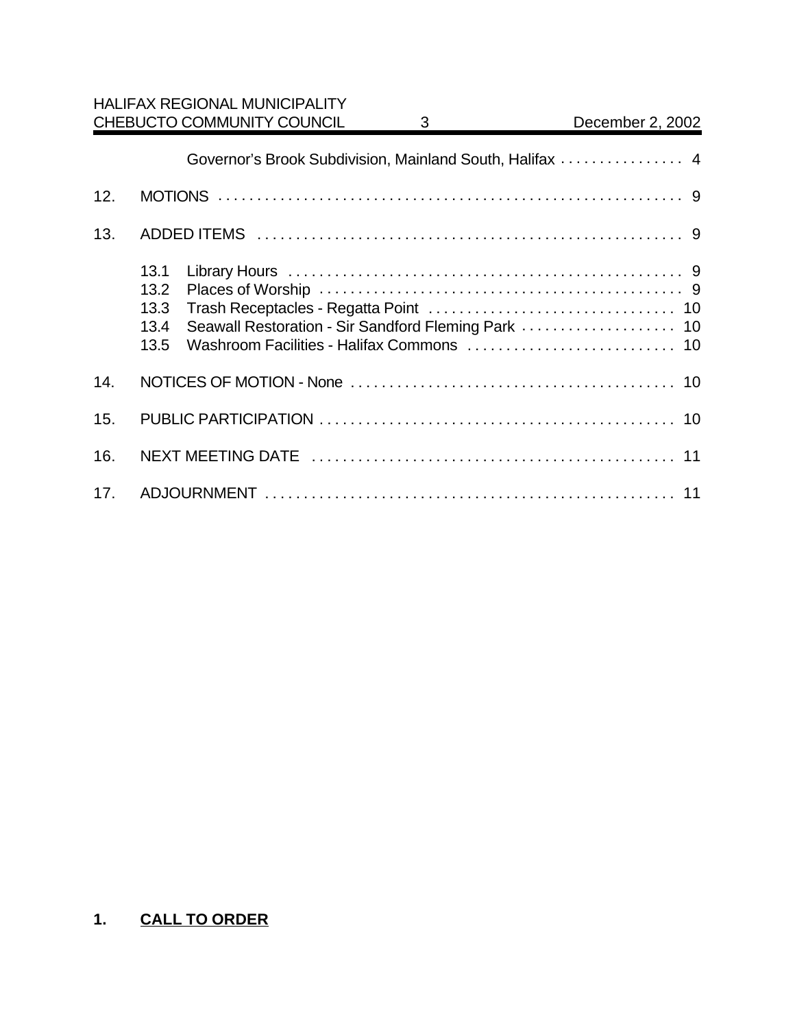Governor's Brook Subdivision, Mainland South, Halifax . . . . . . . . . . . . . . . . 4

12. MOTIONS . . . . . . . . . . . . . . . . . . . . . . . . . . . . . . . . . . . . . . . . . . . . . . . . . . . . . . . . . . . 9

13. ADDED ITEMS . . . . . . . . . . . . . . . . . . . . . . . . . . . . . . . . . . . . . . . . . . . . . . . . . . . . . . 9

13.1 Library Hours . . . . . . . . . . . . . . . . . . . . . . . . . . . . . . . . . . . . . . . . . . . . . . . . . . . 9
13.2 Places of Worship . . . . . . . . . . . . . . . . . . . . . . . . . . . . . . . . . . . . . . . . . . . . . . . 9
13.3 Trash Receptacles - Regatta Point . . . . . . . . . . . . . . . . . . . . . . . . . . . . . . . . 10
13.4 Seawall Restoration - Sir Sandford Fleming Park . . . . . . . . . . . . . . . . . . . . 10
13.5 Washroom Facilities - Halifax Commons . . . . . . . . . . . . . . . . . . . . . . . . . . . 10

14. NOTICES OF MOTION - None . . . . . . . . . . . . . . . . . . . . . . . . . . . . . . . . . . . . . . . . . . 10

15. PUBLIC PARTICIPATION . . . . . . . . . . . . . . . . . . . . . . . . . . . . . . . . . . . . . . . . . . . . . . 10

16. NEXT MEETING DATE . . . . . . . . . . . . . . . . . . . . . . . . . . . . . . . . . . . . . . . . . . . . . . . 11

17. ADJOURNMENT . . . . . . . . . . . . . . . . . . . . . . . . . . . . . . . . . . . . . . . . . . . . . . . . . . . . 11

## 1. CALL TO ORDER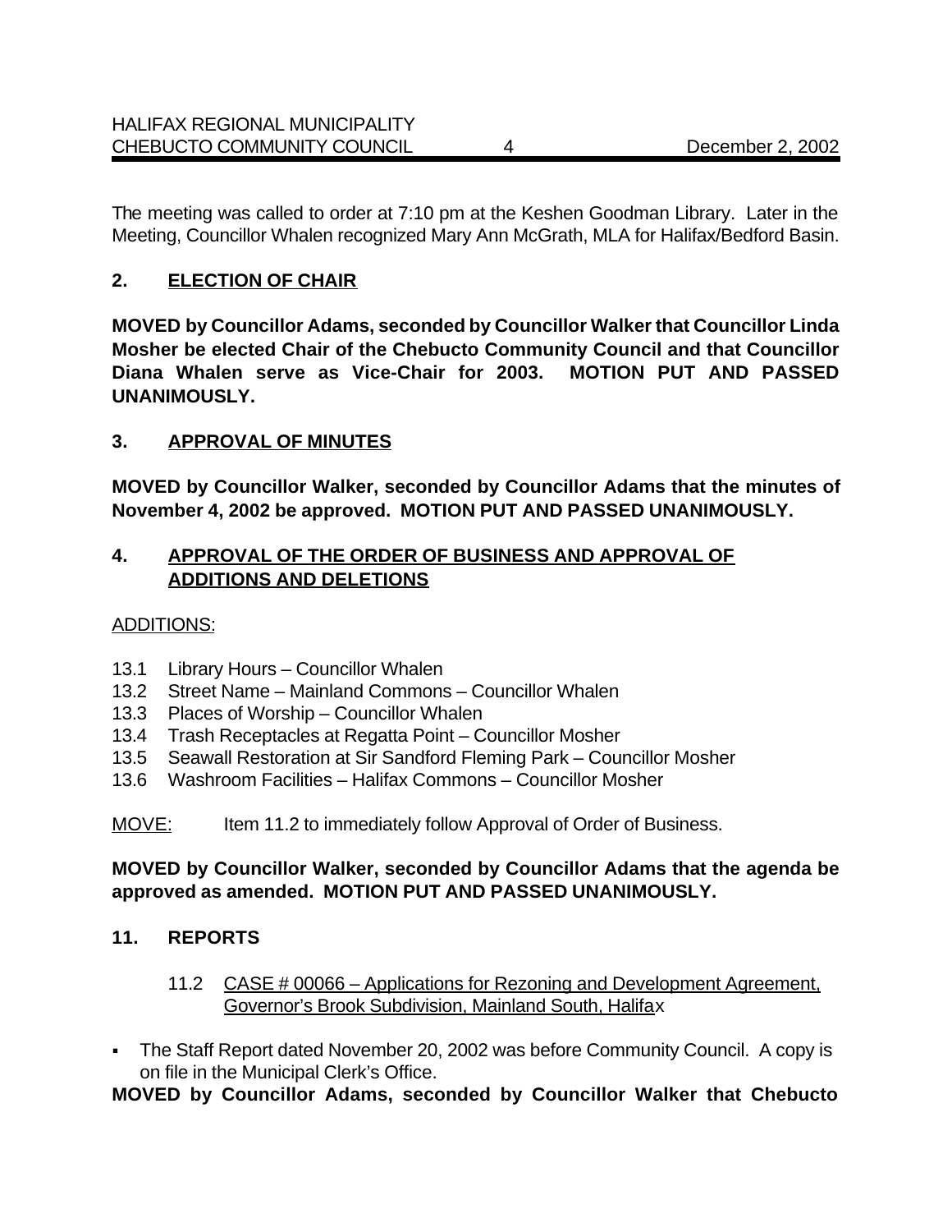The meeting was called to order at 7:10 pm at the Keshen Goodman Library. Later in the Meeting, Councillor Whalen recognized Mary Ann McGrath, MLA for Halifax/Bedford Basin.

## 2. ELECTION OF CHAIR

**MOVED by Councillor Adams, seconded by Councillor Walker that Councillor Linda Mosher be elected Chair of the Chebucto Community Council and that Councillor Diana Whalen serve as Vice-Chair for 2003. MOTION PUT AND PASSED UNANIMOUSLY.**

## 3. APPROVAL OF MINUTES

**MOVED by Councillor Walker, seconded by Councillor Adams that the minutes of November 4, 2002 be approved. MOTION PUT AND PASSED UNANIMOUSLY.**

## 4. APPROVAL OF THE ORDER OF BUSINESS AND APPROVAL OF ADDITIONS AND DELETIONS

ADDITIONS:

- 13.1 Library Hours – Councillor Whalen
- 13.2 Street Name – Mainland Commons – Councillor Whalen
- 13.3 Places of Worship – Councillor Whalen
- 13.4 Trash Receptacles at Regatta Point – Councillor Mosher
- 13.5 Seawall Restoration at Sir Sandford Fleming Park – Councillor Mosher
- 13.6 Washroom Facilities – Halifax Commons – Councillor Mosher

MOVE: Item 11.2 to immediately follow Approval of Order of Business.

**MOVED by Councillor Walker, seconded by Councillor Adams that the agenda be approved as amended. MOTION PUT AND PASSED UNANIMOUSLY.**

## 11. REPORTS

### 11.2 CASE # 00066 – Applications for Rezoning and Development Agreement, Governor's Brook Subdivision, Mainland South, Halifax

- The Staff Report dated November 20, 2002 was before Community Council. A copy is on file in the Municipal Clerk's Office.

**MOVED by Councillor Adams, seconded by Councillor Walker that Chebucto**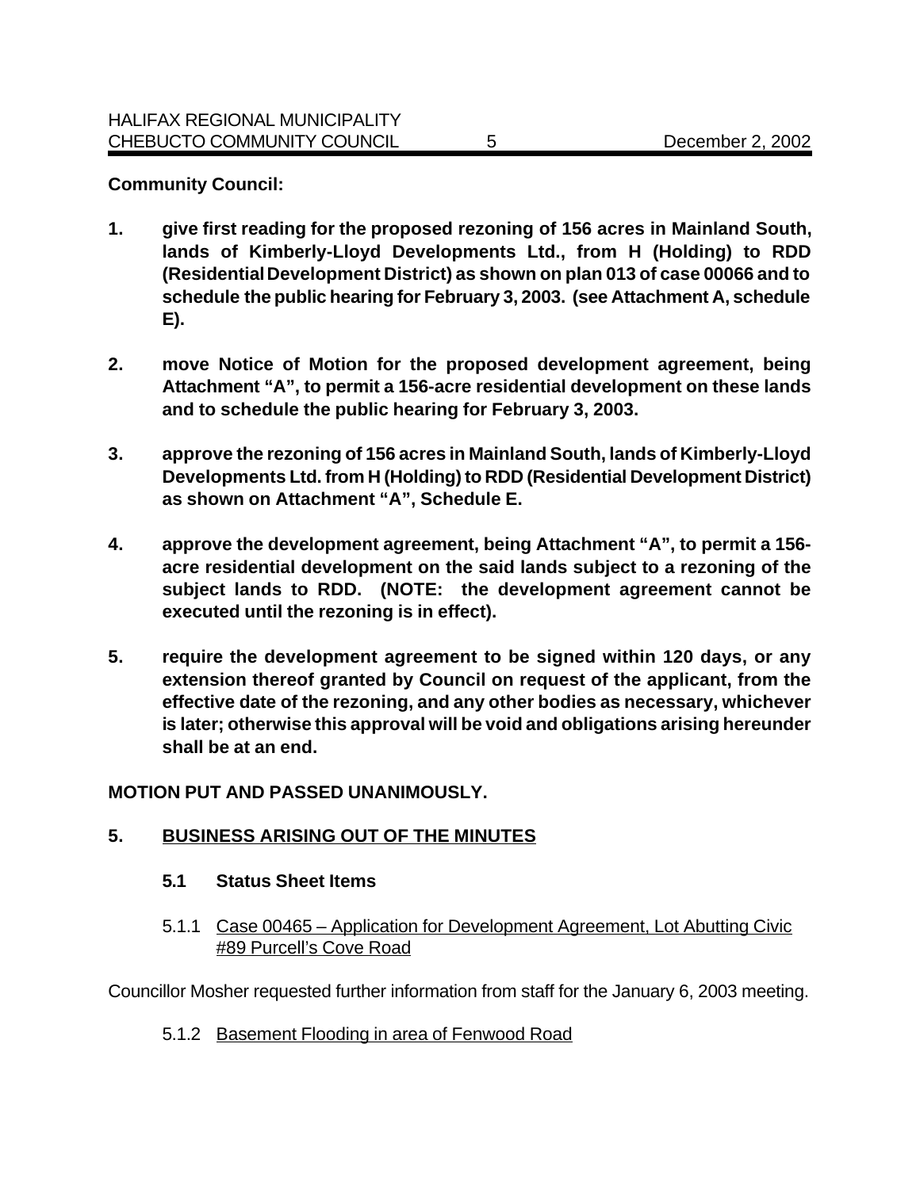**Community Council:**

1. **give first reading for the proposed rezoning of 156 acres in Mainland South, lands of Kimberly-Lloyd Developments Ltd., from H (Holding) to RDD (Residential Development District) as shown on plan 013 of case 00066 and to schedule the public hearing for February 3, 2003. (see Attachment A, schedule E).**

2. **move Notice of Motion for the proposed development agreement, being Attachment "A", to permit a 156-acre residential development on these lands and to schedule the public hearing for February 3, 2003.**

3. **approve the rezoning of 156 acres in Mainland South, lands of Kimberly-Lloyd Developments Ltd. from H (Holding) to RDD (Residential Development District) as shown on Attachment "A", Schedule E.**

4. **approve the development agreement, being Attachment "A", to permit a 156-acre residential development on the said lands subject to a rezoning of the subject lands to RDD. (NOTE: the development agreement cannot be executed until the rezoning is in effect).**

5. **require the development agreement to be signed within 120 days, or any extension thereof granted by Council on request of the applicant, from the effective date of the rezoning, and any other bodies as necessary, whichever is later; otherwise this approval will be void and obligations arising hereunder shall be at an end.**

**MOTION PUT AND PASSED UNANIMOUSLY.**

## 5. BUSINESS ARISING OUT OF THE MINUTES

### 5.1 Status Sheet Items

5.1.1 Case 00465 – Application for Development Agreement, Lot Abutting Civic #89 Purcell's Cove Road

Councillor Mosher requested further information from staff for the January 6, 2003 meeting.

5.1.2 Basement Flooding in area of Fenwood Road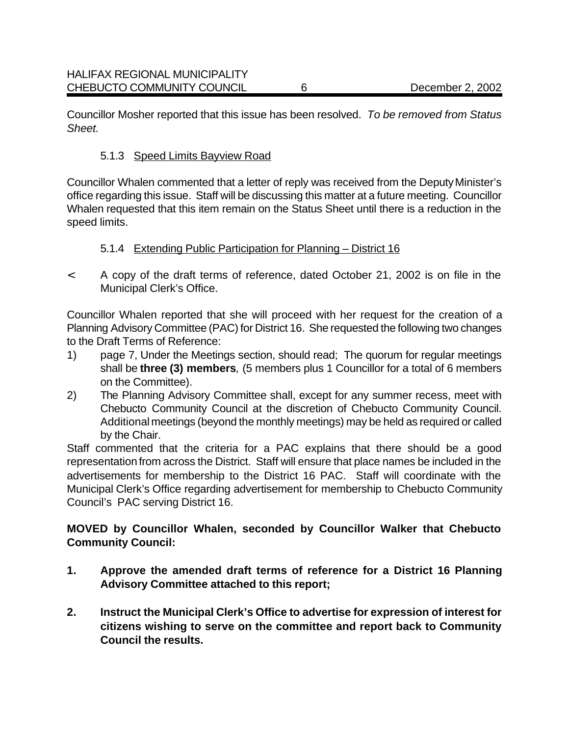Councillor Mosher reported that this issue has been resolved. *To be removed from Status Sheet.*

### 5.1.3 Speed Limits Bayview Road

Councillor Whalen commented that a letter of reply was received from the Deputy Minister's office regarding this issue. Staff will be discussing this matter at a future meeting. Councillor Whalen requested that this item remain on the Status Sheet until there is a reduction in the speed limits.

### 5.1.4 Extending Public Participation for Planning – District 16

- A copy of the draft terms of reference, dated October 21, 2002 is on file in the Municipal Clerk's Office.

Councillor Whalen reported that she will proceed with her request for the creation of a Planning Advisory Committee (PAC) for District 16. She requested the following two changes to the Draft Terms of Reference:

1) page 7, Under the Meetings section, should read; The quorum for regular meetings shall be **three (3) members***,* (5 members plus 1 Councillor for a total of 6 members on the Committee).
2) The Planning Advisory Committee shall, except for any summer recess, meet with Chebucto Community Council at the discretion of Chebucto Community Council. Additional meetings (beyond the monthly meetings) may be held as required or called by the Chair.

Staff commented that the criteria for a PAC explains that there should be a good representation from across the District. Staff will ensure that place names be included in the advertisements for membership to the District 16 PAC. Staff will coordinate with the Municipal Clerk's Office regarding advertisement for membership to Chebucto Community Council's PAC serving District 16.

**MOVED by Councillor Whalen, seconded by Councillor Walker that Chebucto Community Council:**

**1. Approve the amended draft terms of reference for a District 16 Planning Advisory Committee attached to this report;**

**2. Instruct the Municipal Clerk's Office to advertise for expression of interest for citizens wishing to serve on the committee and report back to Community Council the results.**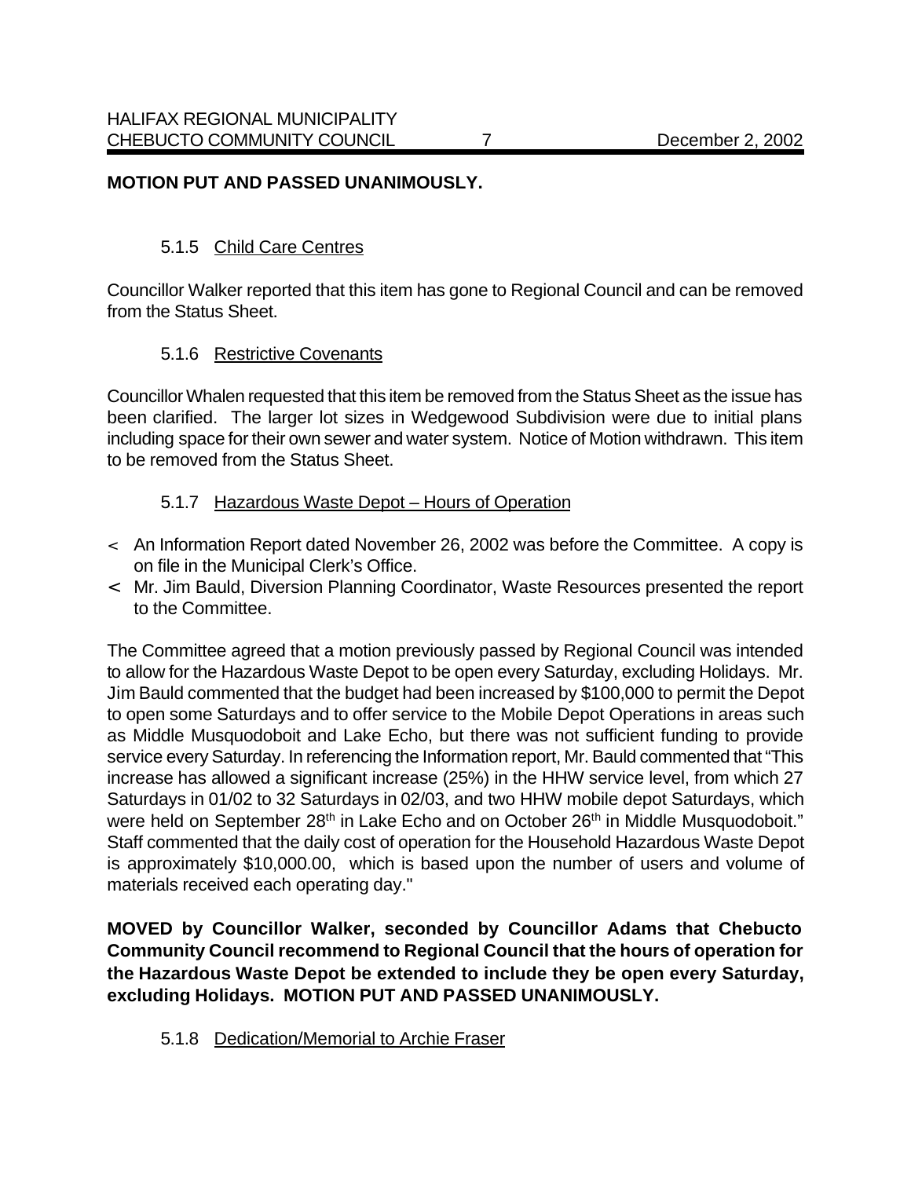**MOTION PUT AND PASSED UNANIMOUSLY.**

5.1.5 Child Care Centres

Councillor Walker reported that this item has gone to Regional Council and can be removed from the Status Sheet.

5.1.6 Restrictive Covenants

Councillor Whalen requested that this item be removed from the Status Sheet as the issue has been clarified. The larger lot sizes in Wedgewood Subdivision were due to initial plans including space for their own sewer and water system. Notice of Motion withdrawn. This item to be removed from the Status Sheet.

5.1.7 Hazardous Waste Depot – Hours of Operation

- An Information Report dated November 26, 2002 was before the Committee. A copy is on file in the Municipal Clerk's Office.
- Mr. Jim Bauld, Diversion Planning Coordinator, Waste Resources presented the report to the Committee.

The Committee agreed that a motion previously passed by Regional Council was intended to allow for the Hazardous Waste Depot to be open every Saturday, excluding Holidays. Mr. Jim Bauld commented that the budget had been increased by $100,000 to permit the Depot to open some Saturdays and to offer service to the Mobile Depot Operations in areas such as Middle Musquodoboit and Lake Echo, but there was not sufficient funding to provide service every Saturday. In referencing the Information report, Mr. Bauld commented that "This increase has allowed a significant increase (25%) in the HHW service level, from which 27 Saturdays in 01/02 to 32 Saturdays in 02/03, and two HHW mobile depot Saturdays, which were held on September 28th in Lake Echo and on October 26th in Middle Musquodoboit." Staff commented that the daily cost of operation for the Household Hazardous Waste Depot is approximately $10,000.00, which is based upon the number of users and volume of materials received each operating day."

**MOVED by Councillor Walker, seconded by Councillor Adams that Chebucto Community Council recommend to Regional Council that the hours of operation for the Hazardous Waste Depot be extended to include they be open every Saturday, excluding Holidays. MOTION PUT AND PASSED UNANIMOUSLY.**

5.1.8 Dedication/Memorial to Archie Fraser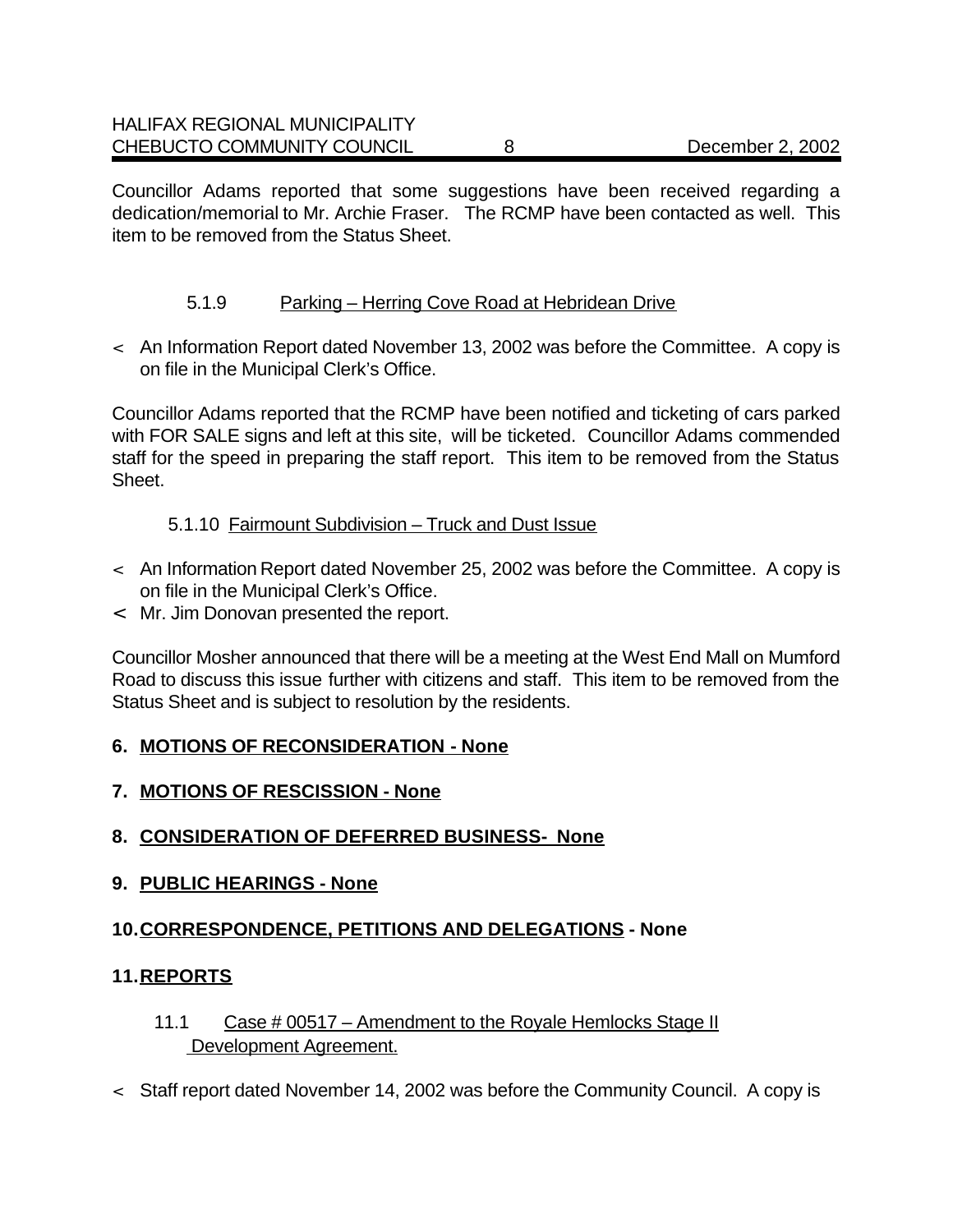Councillor Adams reported that some suggestions have been received regarding a dedication/memorial to Mr. Archie Fraser. The RCMP have been contacted as well. This item to be removed from the Status Sheet.

5.1.9 Parking – Herring Cove Road at Hebridean Drive

- An Information Report dated November 13, 2002 was before the Committee. A copy is on file in the Municipal Clerk's Office.

Councillor Adams reported that the RCMP have been notified and ticketing of cars parked with FOR SALE signs and left at this site, will be ticketed. Councillor Adams commended staff for the speed in preparing the staff report. This item to be removed from the Status Sheet.

5.1.10 Fairmount Subdivision – Truck and Dust Issue

- An Information Report dated November 25, 2002 was before the Committee. A copy is on file in the Municipal Clerk's Office.
- Mr. Jim Donovan presented the report.

Councillor Mosher announced that there will be a meeting at the West End Mall on Mumford Road to discuss this issue further with citizens and staff. This item to be removed from the Status Sheet and is subject to resolution by the residents.

## 6. MOTIONS OF RECONSIDERATION - None

## 7. MOTIONS OF RESCISSION - None

## 8. CONSIDERATION OF DEFERRED BUSINESS- None

## 9. PUBLIC HEARINGS - None

## 10. CORRESPONDENCE, PETITIONS AND DELEGATIONS - None

## 11. REPORTS

11.1 Case # 00517 – Amendment to the Royale Hemlocks Stage II Development Agreement.

- Staff report dated November 14, 2002 was before the Community Council. A copy is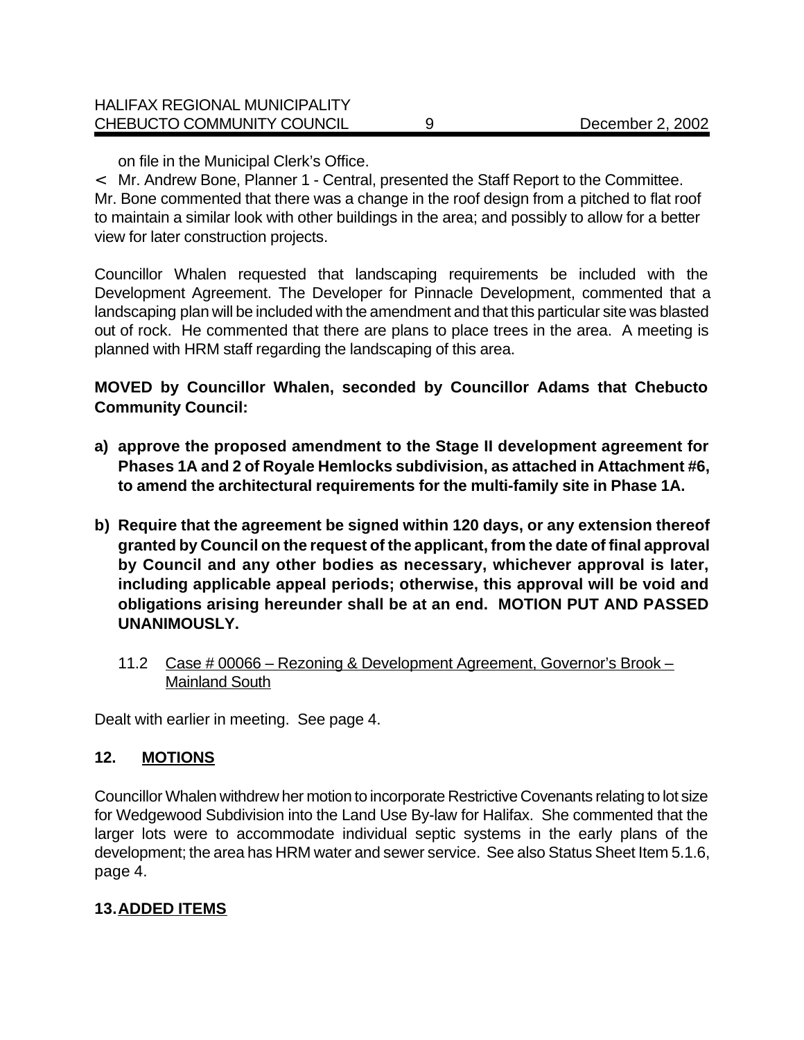on file in the Municipal Clerk's Office.

< Mr. Andrew Bone, Planner 1 - Central, presented the Staff Report to the Committee. Mr. Bone commented that there was a change in the roof design from a pitched to flat roof to maintain a similar look with other buildings in the area; and possibly to allow for a better view for later construction projects.

Councillor Whalen requested that landscaping requirements be included with the Development Agreement. The Developer for Pinnacle Development, commented that a landscaping plan will be included with the amendment and that this particular site was blasted out of rock. He commented that there are plans to place trees in the area. A meeting is planned with HRM staff regarding the landscaping of this area.

**MOVED by Councillor Whalen, seconded by Councillor Adams that Chebucto Community Council:**

**a) approve the proposed amendment to the Stage II development agreement for Phases 1A and 2 of Royale Hemlocks subdivision, as attached in Attachment #6, to amend the architectural requirements for the multi-family site in Phase 1A.**

**b) Require that the agreement be signed within 120 days, or any extension thereof granted by Council on the request of the applicant, from the date of final approval by Council and any other bodies as necessary, whichever approval is later, including applicable appeal periods; otherwise, this approval will be void and obligations arising hereunder shall be at an end. MOTION PUT AND PASSED UNANIMOUSLY.**

11.2 Case # 00066 – Rezoning & Development Agreement, Governor's Brook – Mainland South

Dealt with earlier in meeting. See page 4.

## 12. MOTIONS

Councillor Whalen withdrew her motion to incorporate Restrictive Covenants relating to lot size for Wedgewood Subdivision into the Land Use By-law for Halifax. She commented that the larger lots were to accommodate individual septic systems in the early plans of the development; the area has HRM water and sewer service. See also Status Sheet Item 5.1.6, page 4.

## 13. ADDED ITEMS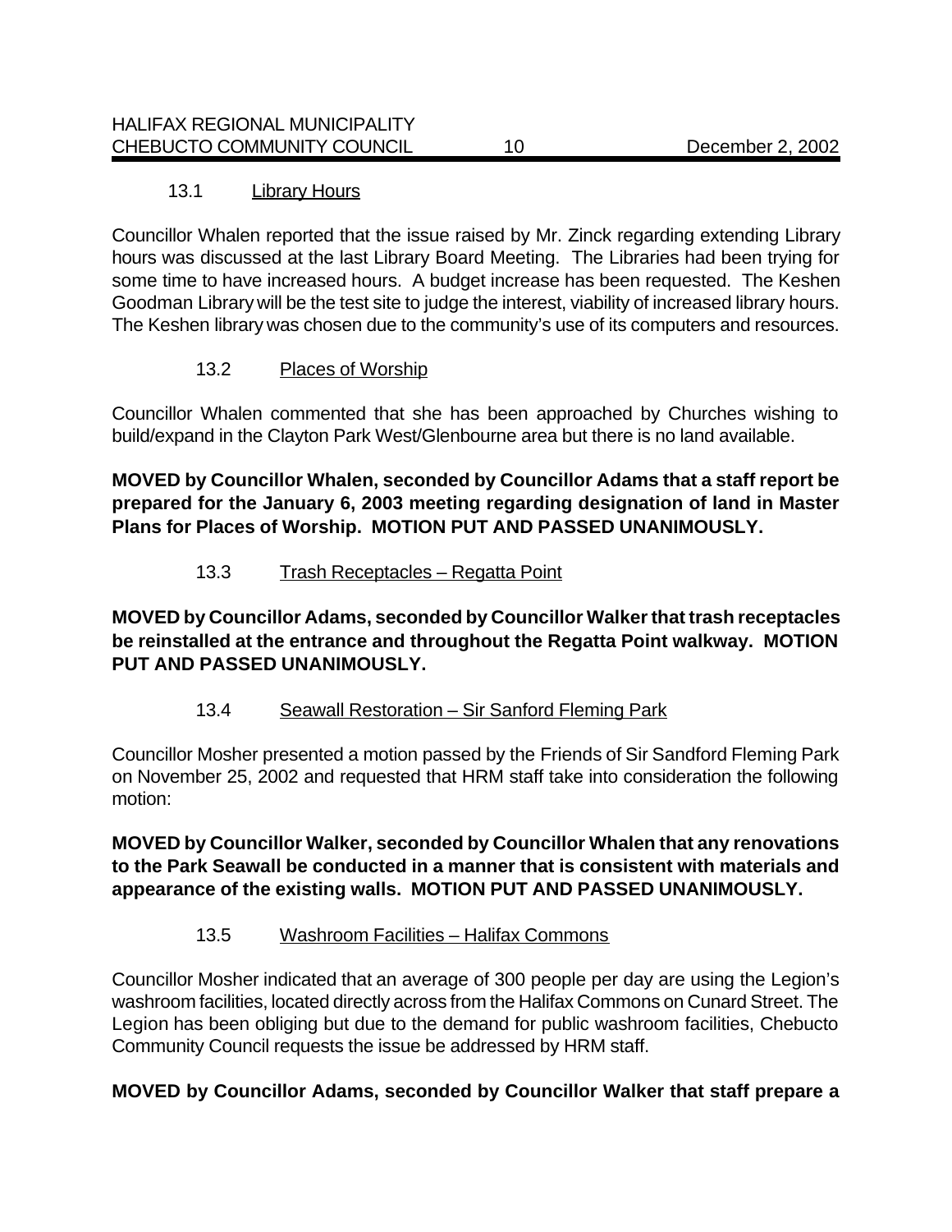### 13.1 Library Hours

Councillor Whalen reported that the issue raised by Mr. Zinck regarding extending Library hours was discussed at the last Library Board Meeting. The Libraries had been trying for some time to have increased hours. A budget increase has been requested. The Keshen Goodman Library will be the test site to judge the interest, viability of increased library hours. The Keshen library was chosen due to the community's use of its computers and resources.

### 13.2 Places of Worship

Councillor Whalen commented that she has been approached by Churches wishing to build/expand in the Clayton Park West/Glenbourne area but there is no land available.

**MOVED by Councillor Whalen, seconded by Councillor Adams that a staff report be prepared for the January 6, 2003 meeting regarding designation of land in Master Plans for Places of Worship. MOTION PUT AND PASSED UNANIMOUSLY.**

### 13.3 Trash Receptacles – Regatta Point

**MOVED by Councillor Adams, seconded by Councillor Walker that trash receptacles be reinstalled at the entrance and throughout the Regatta Point walkway. MOTION PUT AND PASSED UNANIMOUSLY.**

### 13.4 Seawall Restoration – Sir Sanford Fleming Park

Councillor Mosher presented a motion passed by the Friends of Sir Sandford Fleming Park on November 25, 2002 and requested that HRM staff take into consideration the following motion:

**MOVED by Councillor Walker, seconded by Councillor Whalen that any renovations to the Park Seawall be conducted in a manner that is consistent with materials and appearance of the existing walls. MOTION PUT AND PASSED UNANIMOUSLY.**

### 13.5 Washroom Facilities – Halifax Commons

Councillor Mosher indicated that an average of 300 people per day are using the Legion's washroom facilities, located directly across from the Halifax Commons on Cunard Street. The Legion has been obliging but due to the demand for public washroom facilities, Chebucto Community Council requests the issue be addressed by HRM staff.

**MOVED by Councillor Adams, seconded by Councillor Walker that staff prepare a**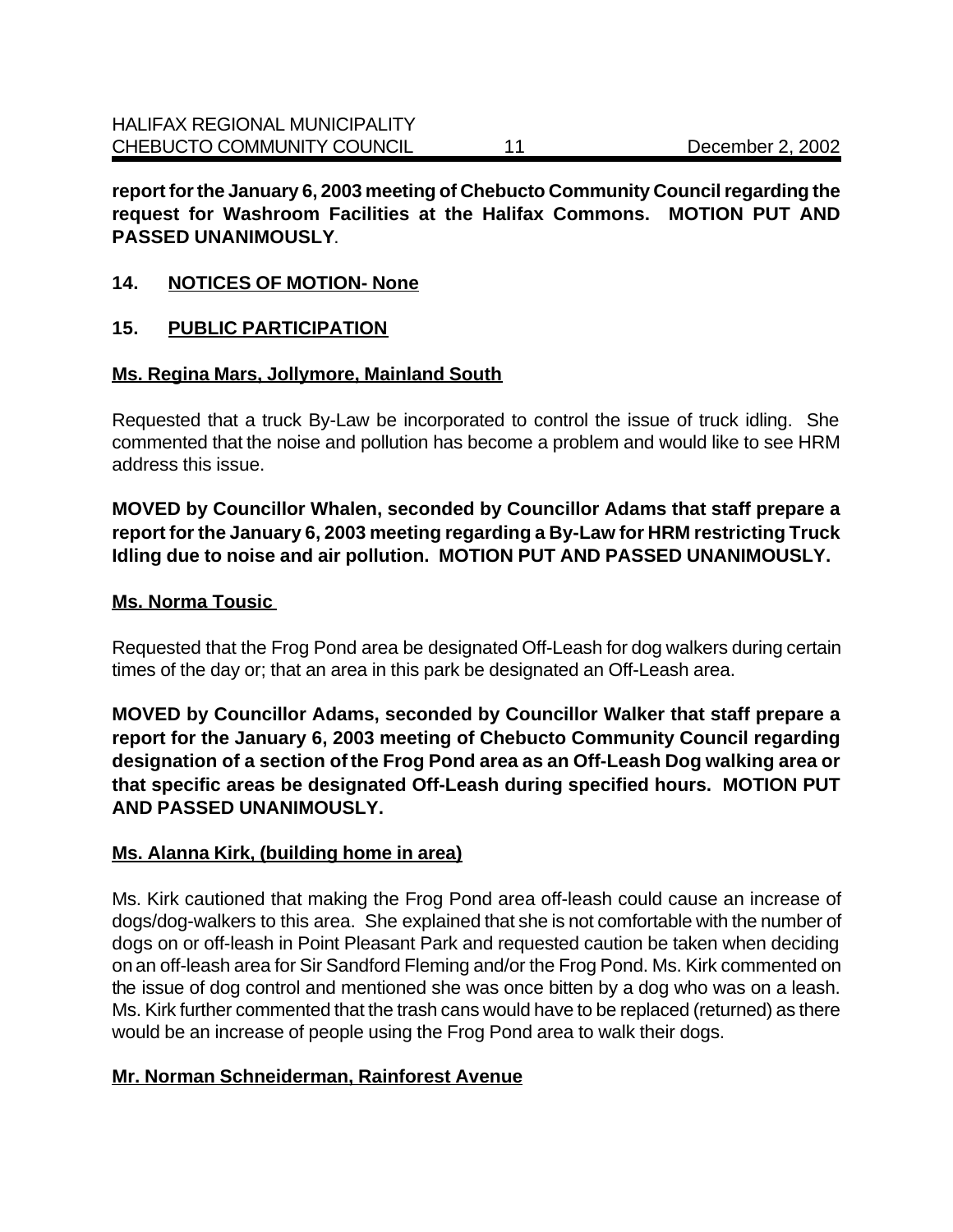**report for the January 6, 2003 meeting of Chebucto Community Council regarding the request for Washroom Facilities at the Halifax Commons. MOTION PUT AND PASSED UNANIMOUSLY**.

## 14. NOTICES OF MOTION- None

## 15. PUBLIC PARTICIPATION

### Ms. Regina Mars, Jollymore, Mainland South

Requested that a truck By-Law be incorporated to control the issue of truck idling. She commented that the noise and pollution has become a problem and would like to see HRM address this issue.

**MOVED by Councillor Whalen, seconded by Councillor Adams that staff prepare a report for the January 6, 2003 meeting regarding a By-Law for HRM restricting Truck Idling due to noise and air pollution. MOTION PUT AND PASSED UNANIMOUSLY.**

### Ms. Norma Tousic

Requested that the Frog Pond area be designated Off-Leash for dog walkers during certain times of the day or; that an area in this park be designated an Off-Leash area.

**MOVED by Councillor Adams, seconded by Councillor Walker that staff prepare a report for the January 6, 2003 meeting of Chebucto Community Council regarding designation of a section of the Frog Pond area as an Off-Leash Dog walking area or that specific areas be designated Off-Leash during specified hours. MOTION PUT AND PASSED UNANIMOUSLY.**

### Ms. Alanna Kirk, (building home in area)

Ms. Kirk cautioned that making the Frog Pond area off-leash could cause an increase of dogs/dog-walkers to this area. She explained that she is not comfortable with the number of dogs on or off-leash in Point Pleasant Park and requested caution be taken when deciding on an off-leash area for Sir Sandford Fleming and/or the Frog Pond. Ms. Kirk commented on the issue of dog control and mentioned she was once bitten by a dog who was on a leash. Ms. Kirk further commented that the trash cans would have to be replaced (returned) as there would be an increase of people using the Frog Pond area to walk their dogs.

### Mr. Norman Schneiderman, Rainforest Avenue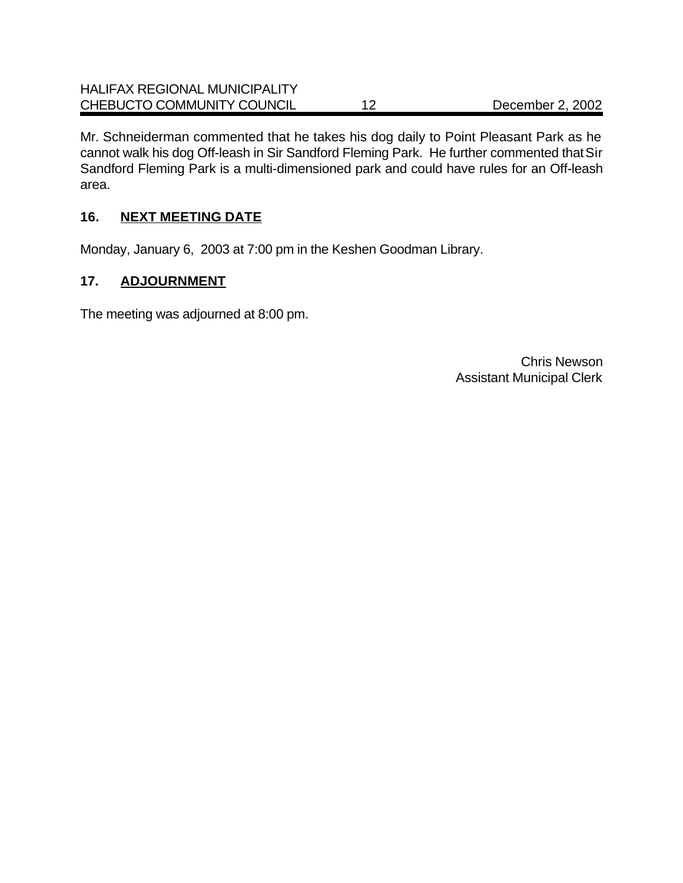Mr. Schneiderman commented that he takes his dog daily to Point Pleasant Park as he cannot walk his dog Off-leash in Sir Sandford Fleming Park. He further commented that Sir Sandford Fleming Park is a multi-dimensioned park and could have rules for an Off-leash area.

## 16. NEXT MEETING DATE

Monday, January 6, 2003 at 7:00 pm in the Keshen Goodman Library.

## 17. ADJOURNMENT

The meeting was adjourned at 8:00 pm.

Chris Newson
Assistant Municipal Clerk